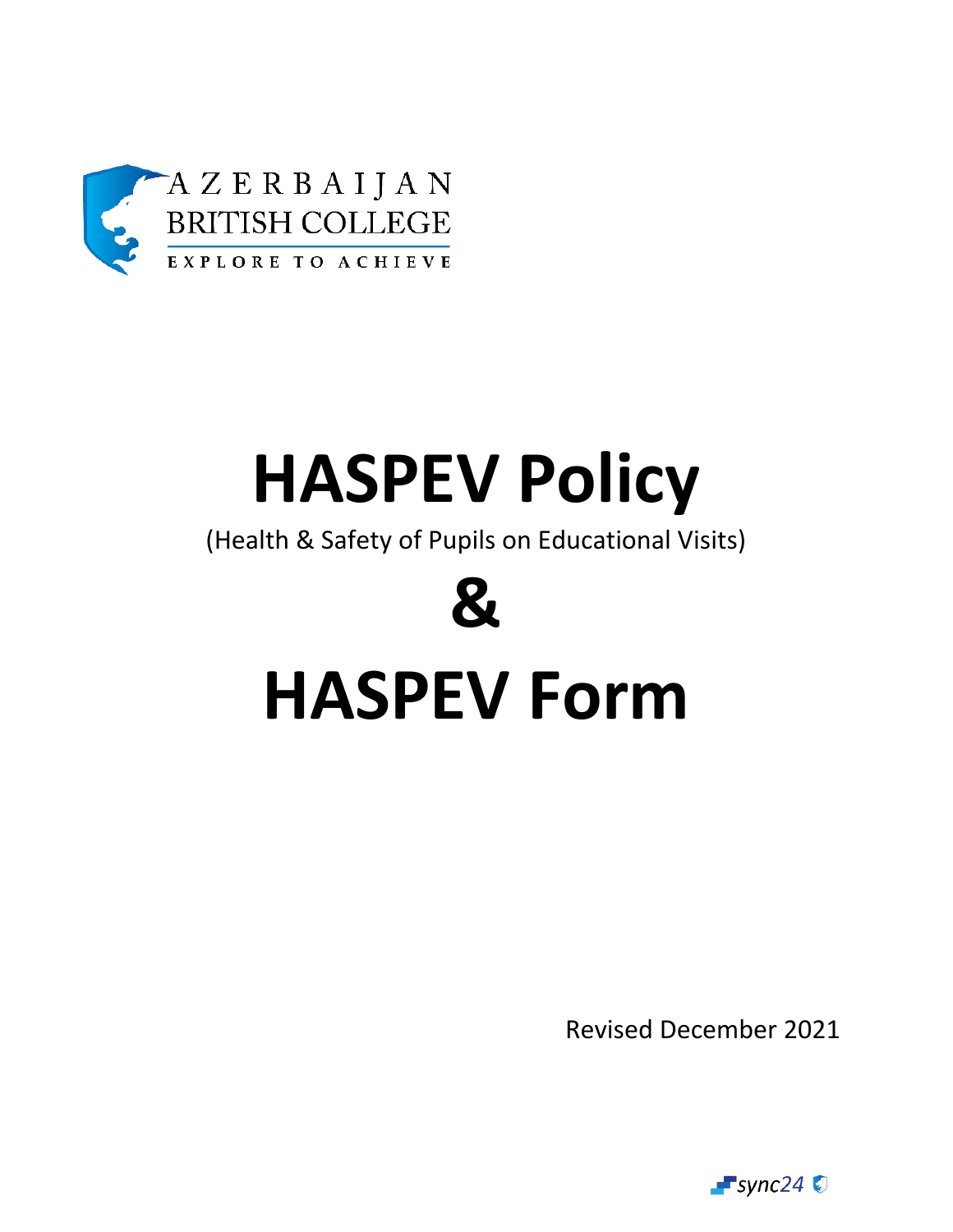AZERBAIJAN
BRITISH COLLEGE
EXPLORE TO ACHIEVE

# HASPEV Policy

(Health & Safety of Pupils on Educational Visits)

# &

# HASPEV Form

Revised December 2021

sync24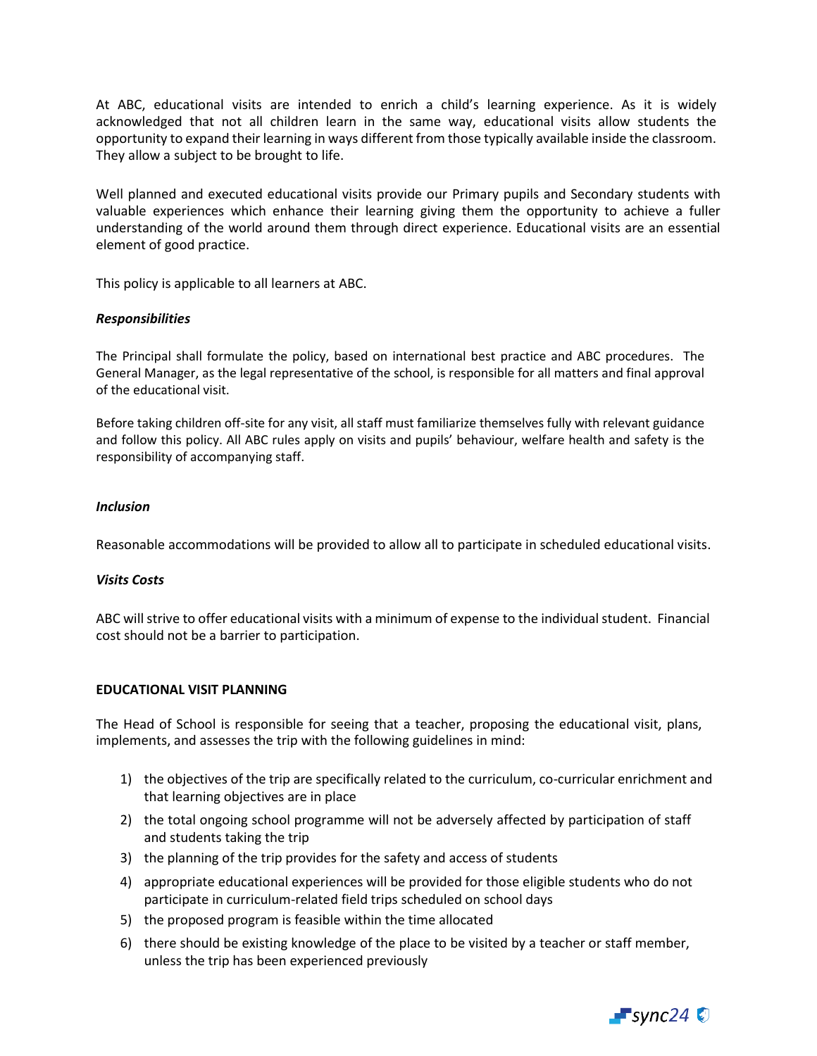At ABC, educational visits are intended to enrich a child's learning experience. As it is widely acknowledged that not all children learn in the same way, educational visits allow students the opportunity to expand their learning in ways different from those typically available inside the classroom. They allow a subject to be brought to life.

Well planned and executed educational visits provide our Primary pupils and Secondary students with valuable experiences which enhance their learning giving them the opportunity to achieve a fuller understanding of the world around them through direct experience. Educational visits are an essential element of good practice.

This policy is applicable to all learners at ABC.

***Responsibilities***

The Principal shall formulate the policy, based on international best practice and ABC procedures. The General Manager, as the legal representative of the school, is responsible for all matters and final approval of the educational visit.

Before taking children off-site for any visit, all staff must familiarize themselves fully with relevant guidance and follow this policy. All ABC rules apply on visits and pupils' behaviour, welfare health and safety is the responsibility of accompanying staff.

***Inclusion***

Reasonable accommodations will be provided to allow all to participate in scheduled educational visits.

***Visits Costs***

ABC will strive to offer educational visits with a minimum of expense to the individual student. Financial cost should not be a barrier to participation.

**EDUCATIONAL VISIT PLANNING**

The Head of School is responsible for seeing that a teacher, proposing the educational visit, plans, implements, and assesses the trip with the following guidelines in mind:

1) the objectives of the trip are specifically related to the curriculum, co-curricular enrichment and that learning objectives are in place
2) the total ongoing school programme will not be adversely affected by participation of staff and students taking the trip
3) the planning of the trip provides for the safety and access of students
4) appropriate educational experiences will be provided for those eligible students who do not participate in curriculum-related field trips scheduled on school days
5) the proposed program is feasible within the time allocated
6) there should be existing knowledge of the place to be visited by a teacher or staff member, unless the trip has been experienced previously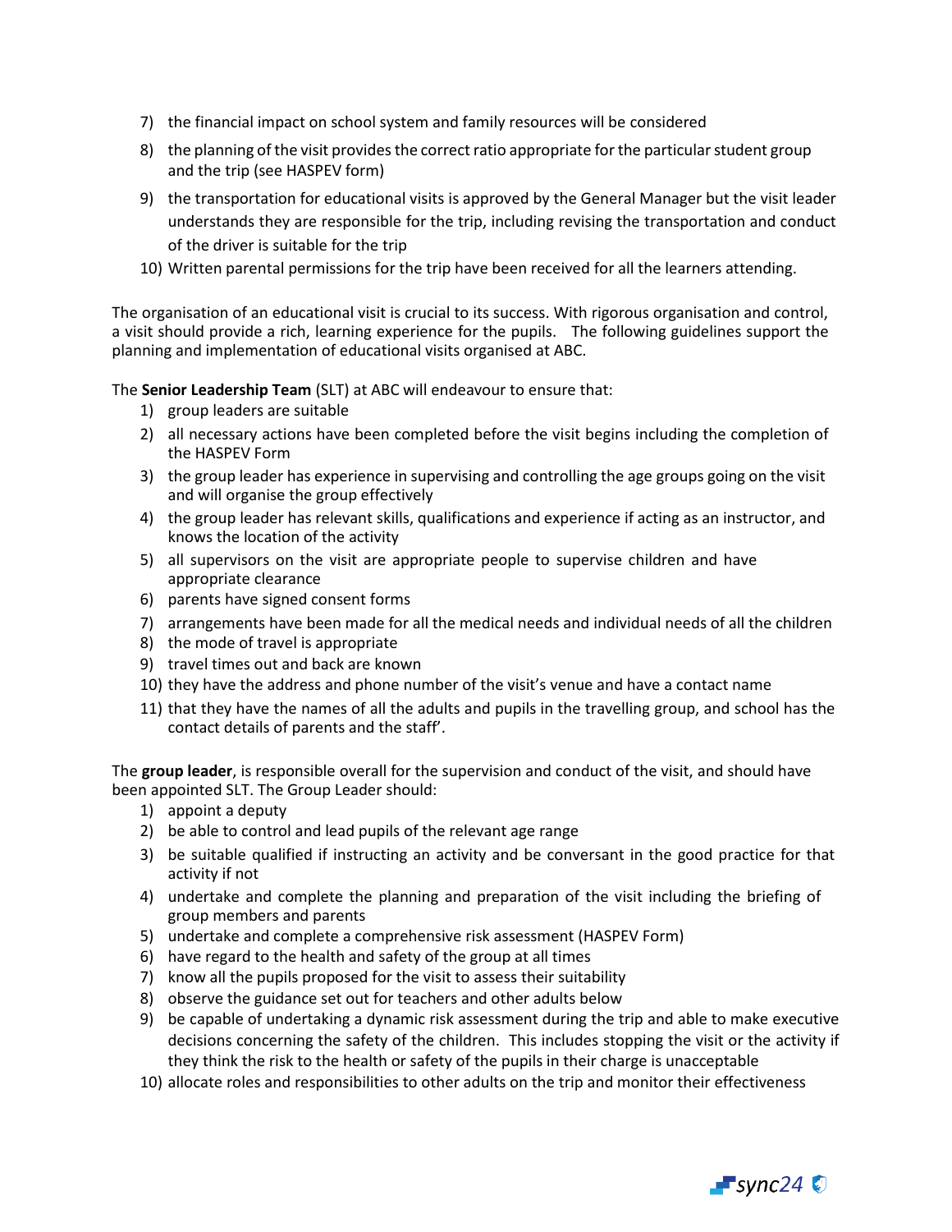7) the financial impact on school system and family resources will be considered
8) the planning of the visit provides the correct ratio appropriate for the particular student group and the trip (see HASPEV form)
9) the transportation for educational visits is approved by the General Manager but the visit leader understands they are responsible for the trip, including revising the transportation and conduct of the driver is suitable for the trip
10) Written parental permissions for the trip have been received for all the learners attending.

The organisation of an educational visit is crucial to its success. With rigorous organisation and control, a visit should provide a rich, learning experience for the pupils. The following guidelines support the planning and implementation of educational visits organised at ABC.

The **Senior Leadership Team** (SLT) at ABC will endeavour to ensure that:

1) group leaders are suitable
2) all necessary actions have been completed before the visit begins including the completion of the HASPEV Form
3) the group leader has experience in supervising and controlling the age groups going on the visit and will organise the group effectively
4) the group leader has relevant skills, qualifications and experience if acting as an instructor, and knows the location of the activity
5) all supervisors on the visit are appropriate people to supervise children and have appropriate clearance
6) parents have signed consent forms
7) arrangements have been made for all the medical needs and individual needs of all the children
8) the mode of travel is appropriate
9) travel times out and back are known
10) they have the address and phone number of the visit's venue and have a contact name
11) that they have the names of all the adults and pupils in the travelling group, and school has the contact details of parents and the staff'.

The **group leader**, is responsible overall for the supervision and conduct of the visit, and should have been appointed SLT. The Group Leader should:

1) appoint a deputy
2) be able to control and lead pupils of the relevant age range
3) be suitable qualified if instructing an activity and be conversant in the good practice for that activity if not
4) undertake and complete the planning and preparation of the visit including the briefing of group members and parents
5) undertake and complete a comprehensive risk assessment (HASPEV Form)
6) have regard to the health and safety of the group at all times
7) know all the pupils proposed for the visit to assess their suitability
8) observe the guidance set out for teachers and other adults below
9) be capable of undertaking a dynamic risk assessment during the trip and able to make executive decisions concerning the safety of the children. This includes stopping the visit or the activity if they think the risk to the health or safety of the pupils in their charge is unacceptable
10) allocate roles and responsibilities to other adults on the trip and monitor their effectiveness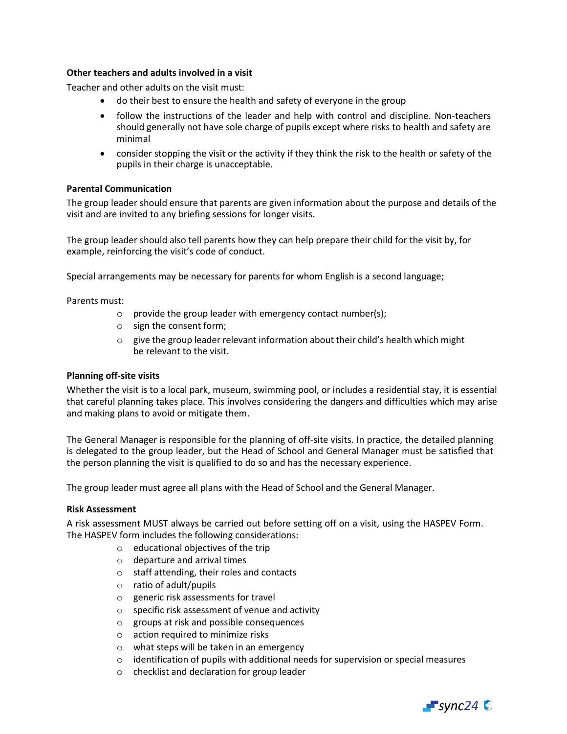**Other teachers and adults involved in a visit**

Teacher and other adults on the visit must:

- do their best to ensure the health and safety of everyone in the group
- follow the instructions of the leader and help with control and discipline. Non-teachers should generally not have sole charge of pupils except where risks to health and safety are minimal
- consider stopping the visit or the activity if they think the risk to the health or safety of the pupils in their charge is unacceptable.

**Parental Communication**

The group leader should ensure that parents are given information about the purpose and details of the visit and are invited to any briefing sessions for longer visits.

The group leader should also tell parents how they can help prepare their child for the visit by, for example, reinforcing the visit's code of conduct.

Special arrangements may be necessary for parents for whom English is a second language;

Parents must:

- provide the group leader with emergency contact number(s);
- sign the consent form;
- give the group leader relevant information about their child's health which might be relevant to the visit.

**Planning off-site visits**

Whether the visit is to a local park, museum, swimming pool, or includes a residential stay, it is essential that careful planning takes place. This involves considering the dangers and difficulties which may arise and making plans to avoid or mitigate them.

The General Manager is responsible for the planning of off-site visits. In practice, the detailed planning is delegated to the group leader, but the Head of School and General Manager must be satisfied that the person planning the visit is qualified to do so and has the necessary experience.

The group leader must agree all plans with the Head of School and the General Manager.

**Risk Assessment**

A risk assessment MUST always be carried out before setting off on a visit, using the HASPEV Form. The HASPEV form includes the following considerations:

- educational objectives of the trip
- departure and arrival times
- staff attending, their roles and contacts
- ratio of adult/pupils
- generic risk assessments for travel
- specific risk assessment of venue and activity
- groups at risk and possible consequences
- action required to minimize risks
- what steps will be taken in an emergency
- identification of pupils with additional needs for supervision or special measures
- checklist and declaration for group leader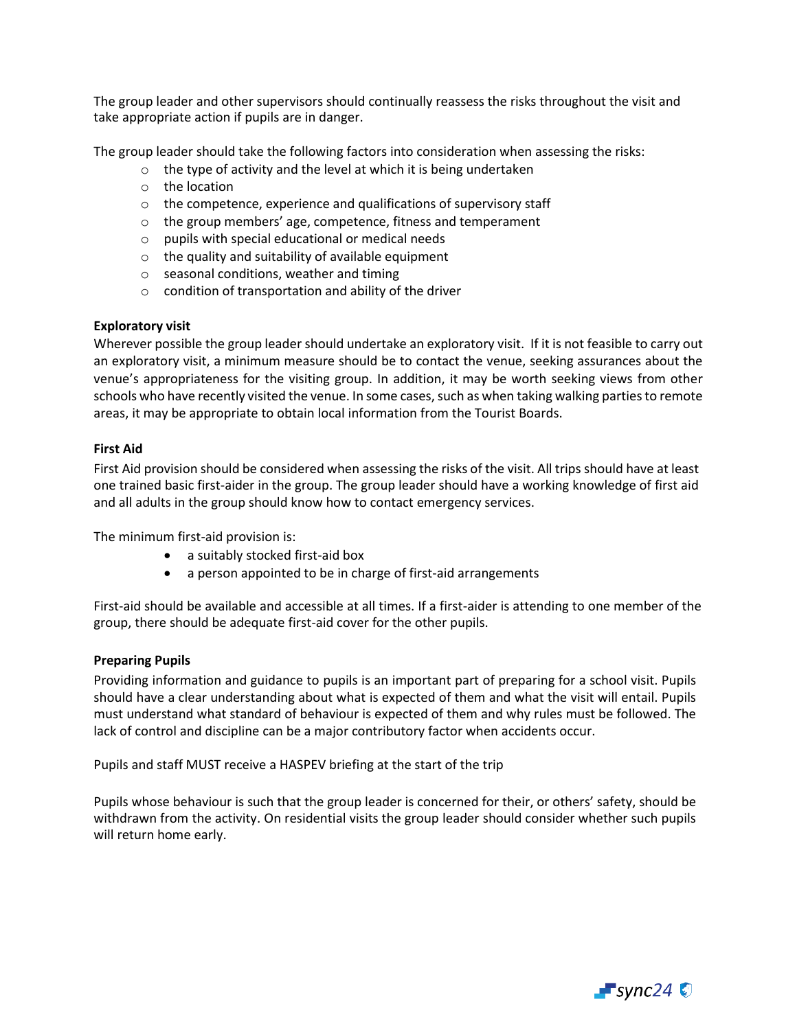The group leader and other supervisors should continually reassess the risks throughout the visit and take appropriate action if pupils are in danger.

The group leader should take the following factors into consideration when assessing the risks:

- the type of activity and the level at which it is being undertaken
- the location
- the competence, experience and qualifications of supervisory staff
- the group members' age, competence, fitness and temperament
- pupils with special educational or medical needs
- the quality and suitability of available equipment
- seasonal conditions, weather and timing
- condition of transportation and ability of the driver

**Exploratory visit**

Wherever possible the group leader should undertake an exploratory visit. If it is not feasible to carry out an exploratory visit, a minimum measure should be to contact the venue, seeking assurances about the venue's appropriateness for the visiting group. In addition, it may be worth seeking views from other schools who have recently visited the venue. In some cases, such as when taking walking parties to remote areas, it may be appropriate to obtain local information from the Tourist Boards.

**First Aid**

First Aid provision should be considered when assessing the risks of the visit. All trips should have at least one trained basic first-aider in the group. The group leader should have a working knowledge of first aid and all adults in the group should know how to contact emergency services.

The minimum first-aid provision is:

- a suitably stocked first-aid box
- a person appointed to be in charge of first-aid arrangements

First-aid should be available and accessible at all times. If a first-aider is attending to one member of the group, there should be adequate first-aid cover for the other pupils.

**Preparing Pupils**

Providing information and guidance to pupils is an important part of preparing for a school visit. Pupils should have a clear understanding about what is expected of them and what the visit will entail. Pupils must understand what standard of behaviour is expected of them and why rules must be followed. The lack of control and discipline can be a major contributory factor when accidents occur.

Pupils and staff MUST receive a HASPEV briefing at the start of the trip

Pupils whose behaviour is such that the group leader is concerned for their, or others' safety, should be withdrawn from the activity. On residential visits the group leader should consider whether such pupils will return home early.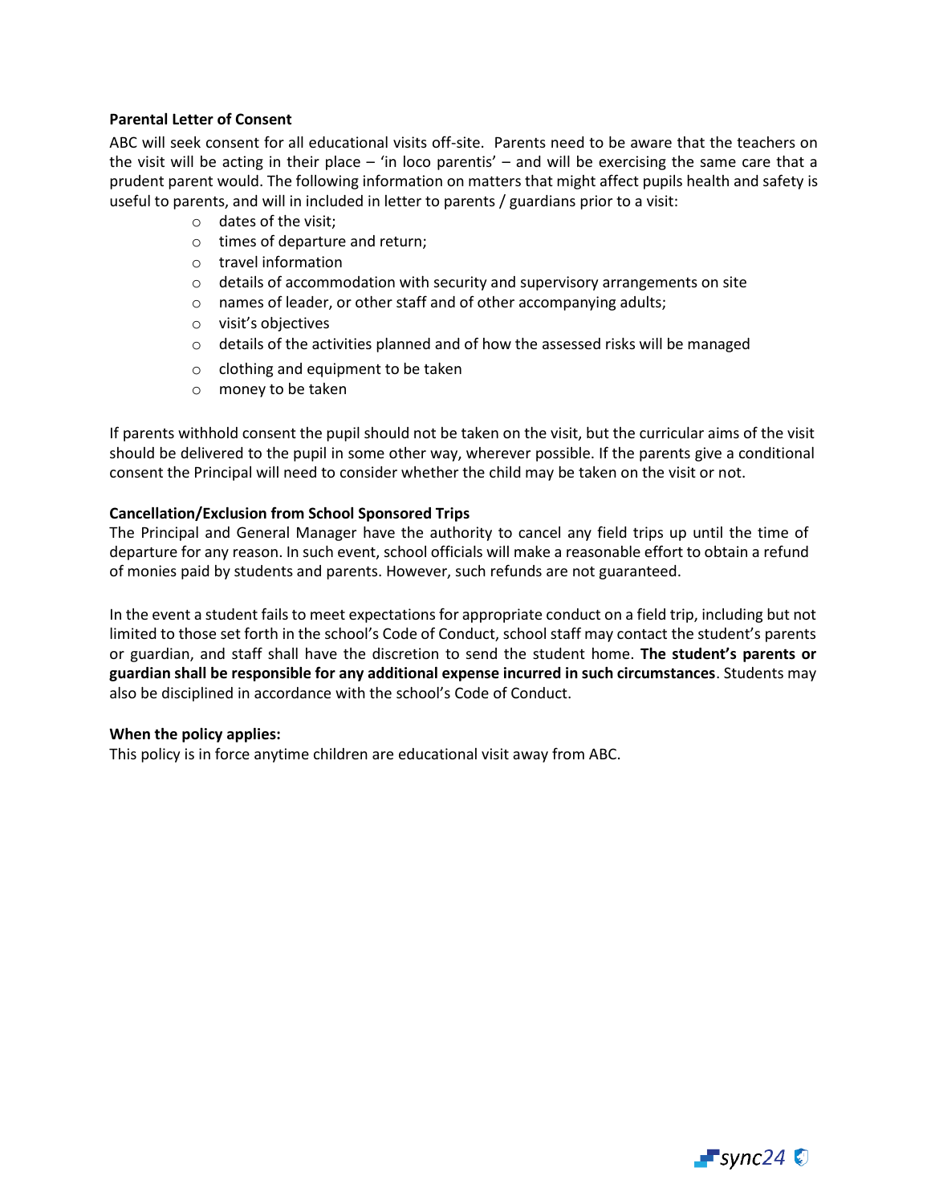**Parental Letter of Consent**

ABC will seek consent for all educational visits off-site. Parents need to be aware that the teachers on the visit will be acting in their place – 'in loco parentis' – and will be exercising the same care that a prudent parent would. The following information on matters that might affect pupils health and safety is useful to parents, and will in included in letter to parents / guardians prior to a visit:

- dates of the visit;
- times of departure and return;
- travel information
- details of accommodation with security and supervisory arrangements on site
- names of leader, or other staff and of other accompanying adults;
- visit's objectives
- details of the activities planned and of how the assessed risks will be managed
- clothing and equipment to be taken
- money to be taken

If parents withhold consent the pupil should not be taken on the visit, but the curricular aims of the visit should be delivered to the pupil in some other way, wherever possible. If the parents give a conditional consent the Principal will need to consider whether the child may be taken on the visit or not.

**Cancellation/Exclusion from School Sponsored Trips**

The Principal and General Manager have the authority to cancel any field trips up until the time of departure for any reason. In such event, school officials will make a reasonable effort to obtain a refund of monies paid by students and parents. However, such refunds are not guaranteed.

In the event a student fails to meet expectations for appropriate conduct on a field trip, including but not limited to those set forth in the school's Code of Conduct, school staff may contact the student's parents or guardian, and staff shall have the discretion to send the student home. **The student's parents or guardian shall be responsible for any additional expense incurred in such circumstances**. Students may also be disciplined in accordance with the school's Code of Conduct.

**When the policy applies:**

This policy is in force anytime children are educational visit away from ABC.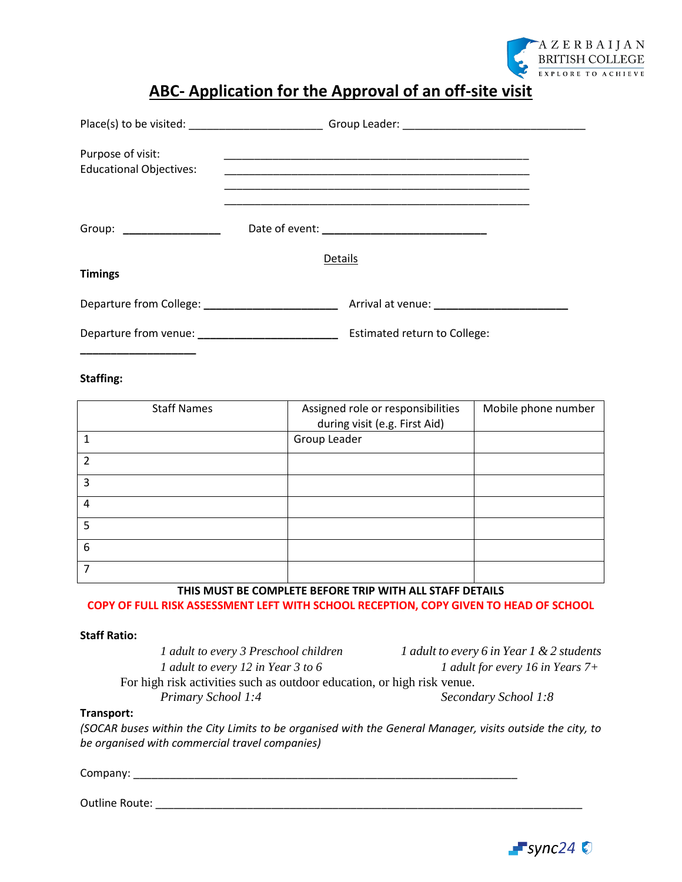# ABC- Application for the Approval of an off-site visit

Place(s) to be visited: ______________________ Group Leader: ______________________________

Purpose of visit: ___________________________________________________

Educational Objectives: ___________________________________________________

___________________________________________________

___________________________________________________

Group: ________________ Date of event: ___________________________

Details

**Timings**

Departure from College: ______________________ Arrival at venue: ______________________

Departure from venue: _______________________ Estimated return to College: ___________________

**Staffing:**

| Staff Names | Assigned role or responsibilities during visit (e.g. First Aid) | Mobile phone number |
|---|---|---|
| 1 | Group Leader | |
| 2 | | |
| 3 | | |
| 4 | | |
| 5 | | |
| 6 | | |
| 7 | | |

**THIS MUST BE COMPLETE BEFORE TRIP WITH ALL STAFF DETAILS**

**COPY OF FULL RISK ASSESSMENT LEFT WITH SCHOOL RECEPTION, COPY GIVEN TO HEAD OF SCHOOL**

**Staff Ratio:**

*1 adult to every 3 Preschool children* *1 adult to every 6 in Year 1 & 2 students*

*1 adult to every 12 in Year 3 to 6* *1 adult for every 16 in Years 7+*

For high risk activities such as outdoor education, or high risk venue.

*Primary School 1:4* *Secondary School 1:8*

**Transport:**

*(SOCAR buses within the City Limits to be organised with the General Manager, visits outside the city, to be organised with commercial travel companies)*

Company: _________________________________________________________________

Outline Route: _____________________________________________________________________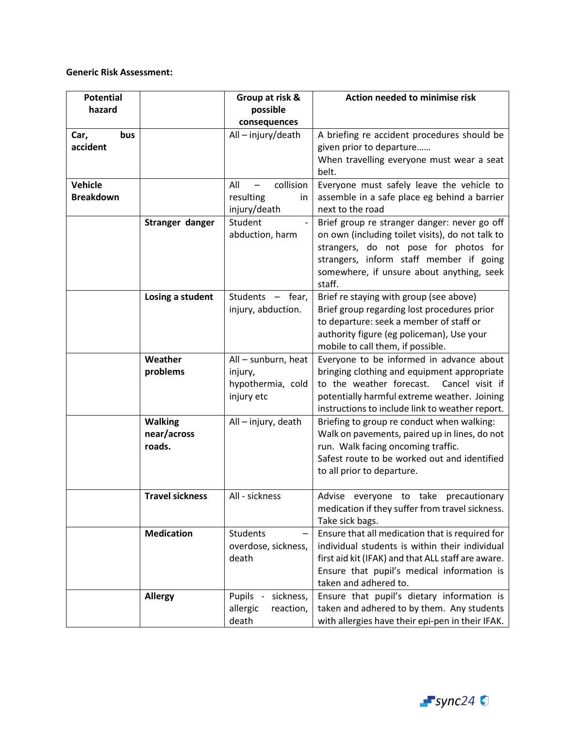**Generic Risk Assessment:**

| Potential hazard | | Group at risk & possible consequences | Action needed to minimise risk |
|---|---|---|---|
| **Car, bus accident** | | All – injury/death | A briefing re accident procedures should be given prior to departure……<br>When travelling everyone must wear a seat belt. |
| **Vehicle Breakdown** | | All – collision resulting in injury/death | Everyone must safely leave the vehicle to assemble in a safe place eg behind a barrier next to the road |
| | **Stranger danger** | Student - abduction, harm | Brief group re stranger danger: never go off on own (including toilet visits), do not talk to strangers, do not pose for photos for strangers, inform staff member if going somewhere, if unsure about anything, seek staff. |
| | **Losing a student** | Students – fear, injury, abduction. | Brief re staying with group (see above)<br>Brief group regarding lost procedures prior to departure: seek a member of staff or authority figure (eg policeman), Use your mobile to call them, if possible. |
| | **Weather problems** | All – sunburn, heat injury, hypothermia, cold injury etc | Everyone to be informed in advance about bringing clothing and equipment appropriate to the weather forecast. Cancel visit if potentially harmful extreme weather. Joining instructions to include link to weather report. |
| | **Walking near/across roads.** | All – injury, death | Briefing to group re conduct when walking: Walk on pavements, paired up in lines, do not run. Walk facing oncoming traffic.<br>Safest route to be worked out and identified to all prior to departure. |
| | **Travel sickness** | All - sickness | Advise everyone to take precautionary medication if they suffer from travel sickness. Take sick bags. |
| | **Medication** | Students – overdose, sickness, death | Ensure that all medication that is required for individual students is within their individual first aid kit (IFAK) and that ALL staff are aware. Ensure that pupil's medical information is taken and adhered to. |
| | **Allergy** | Pupils - sickness, allergic reaction, death | Ensure that pupil's dietary information is taken and adhered to by them. Any students with allergies have their epi-pen in their IFAK. |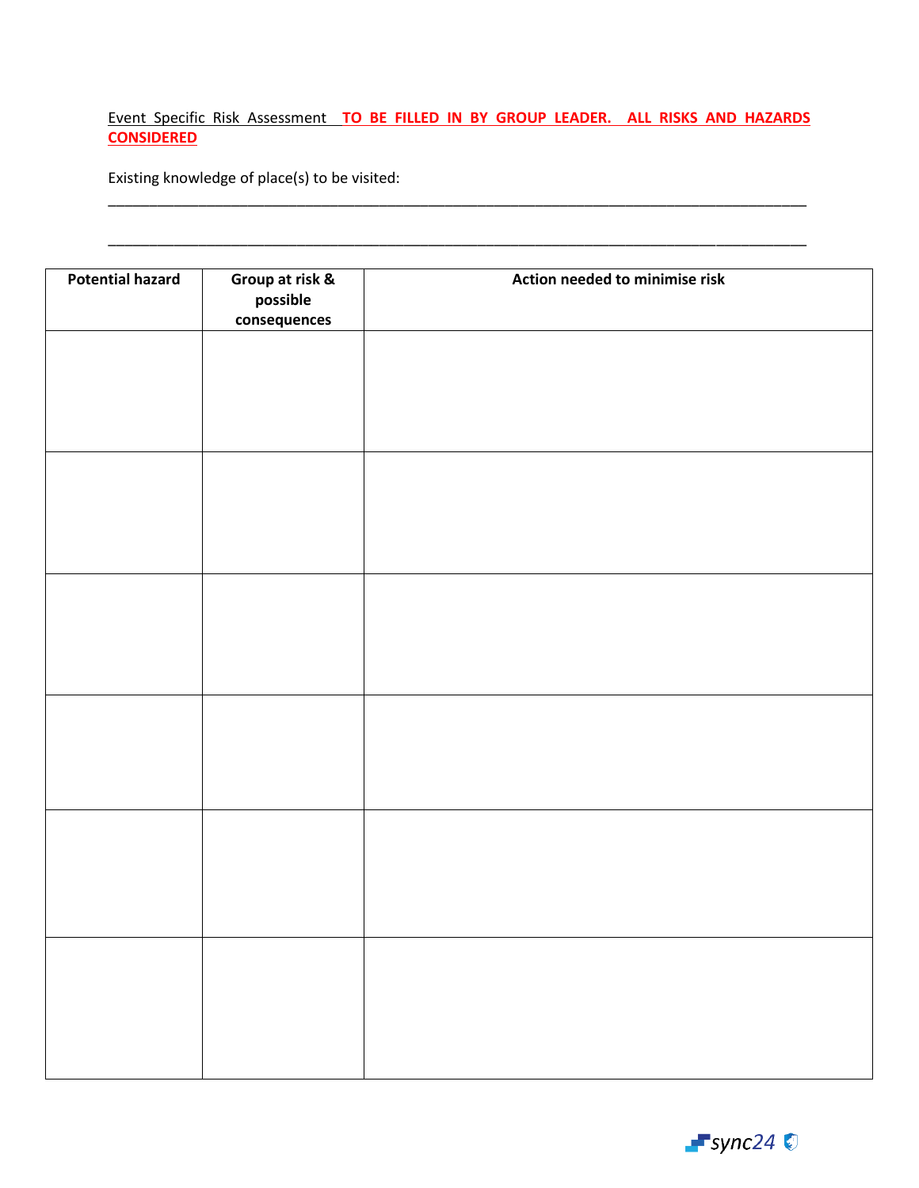Event Specific Risk Assessment **TO BE FILLED IN BY GROUP LEADER. ALL RISKS AND HAZARDS CONSIDERED**

Existing knowledge of place(s) to be visited:

______________________________________________________________________________________

______________________________________________________________________________________

| Potential hazard | Group at risk & possible consequences | Action needed to minimise risk |
|---|---|---|
| | | |
| | | |
| | | |
| | | |
| | | |
| | | |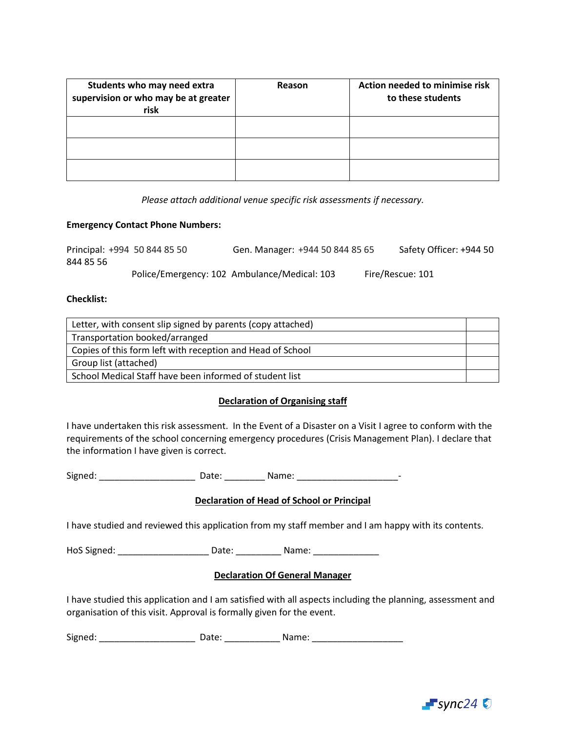| Students who may need extra supervision or who may be at greater risk | Reason | Action needed to minimise risk to these students |
|---|---|---|
| | | |
| | | |
| | | |

*Please attach additional venue specific risk assessments if necessary.*

**Emergency Contact Phone Numbers:**

Principal: +994 50 844 85 50 Gen. Manager: +944 50 844 85 65 Safety Officer: +944 50 844 85 56

Police/Emergency: 102 Ambulance/Medical: 103 Fire/Rescue: 101

**Checklist:**

| | |
|---|---|
| Letter, with consent slip signed by parents (copy attached) | |
| Transportation booked/arranged | |
| Copies of this form left with reception and Head of School | |
| Group list (attached) | |
| School Medical Staff have been informed of student list | |

**Declaration of Organising staff**

I have undertaken this risk assessment. In the Event of a Disaster on a Visit I agree to conform with the requirements of the school concerning emergency procedures (Crisis Management Plan). I declare that the information I have given is correct.

Signed: ___________________ Date: ________ Name: ____________________-

**Declaration of Head of School or Principal**

I have studied and reviewed this application from my staff member and I am happy with its contents.

HoS Signed: __________________ Date: _________ Name: _____________

**Declaration Of General Manager**

I have studied this application and I am satisfied with all aspects including the planning, assessment and organisation of this visit. Approval is formally given for the event.

Signed: ___________________ Date: ___________ Name: __________________